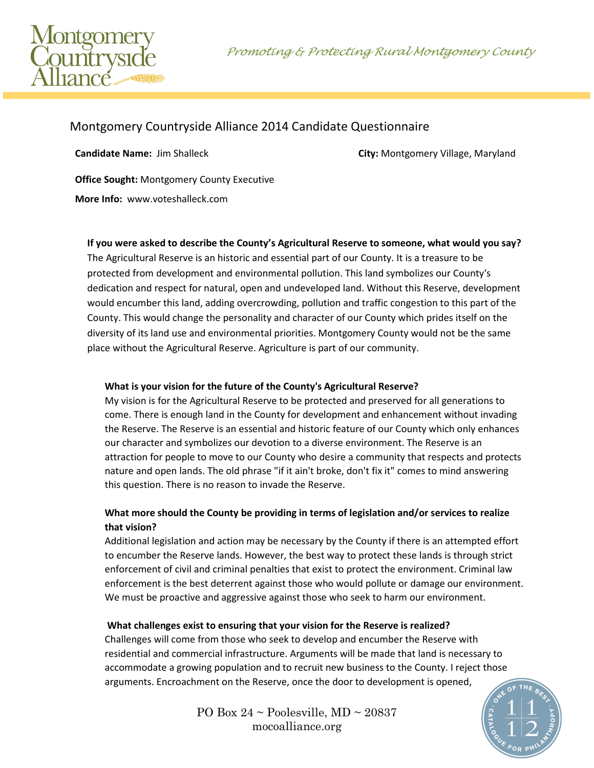Montgomery Countryside Alliance

*Promoting & Protecting Rural Montgomery County*

# Montgomery Countryside Alliance 2014 Candidate Questionnaire

**Candidate Name:** Jim Shalleck

**City:** Montgomery Village, Maryland

**Office Sought:** Montgomery County Executive

**More Info:** www.voteshalleck.com

**If you were asked to describe the County's Agricultural Reserve to someone, what would you say?**

The Agricultural Reserve is an historic and essential part of our County. It is a treasure to be protected from development and environmental pollution. This land symbolizes our County's dedication and respect for natural, open and undeveloped land. Without this Reserve, development would encumber this land, adding overcrowding, pollution and traffic congestion to this part of the County. This would change the personality and character of our County which prides itself on the diversity of its land use and environmental priorities. Montgomery County would not be the same place without the Agricultural Reserve. Agriculture is part of our community.

**What is your vision for the future of the County's Agricultural Reserve?**

My vision is for the Agricultural Reserve to be protected and preserved for all generations to come. There is enough land in the County for development and enhancement without invading the Reserve. The Reserve is an essential and historic feature of our County which only enhances our character and symbolizes our devotion to a diverse environment. The Reserve is an attraction for people to move to our County who desire a community that respects and protects nature and open lands. The old phrase "if it ain't broke, don't fix it" comes to mind answering this question. There is no reason to invade the Reserve.

**What more should the County be providing in terms of legislation and/or services to realize that vision?**

Additional legislation and action may be necessary by the County if there is an attempted effort to encumber the Reserve lands. However, the best way to protect these lands is through strict enforcement of civil and criminal penalties that exist to protect the environment. Criminal law enforcement is the best deterrent against those who would pollute or damage our environment. We must be proactive and aggressive against those who seek to harm our environment.

**What challenges exist to ensuring that your vision for the Reserve is realized?**

Challenges will come from those who seek to develop and encumber the Reserve with residential and commercial infrastructure. Arguments will be made that land is necessary to accommodate a growing population and to recruit new business to the County. I reject those arguments. Encroachment on the Reserve, once the door to development is opened,

PO Box 24 ~ Poolesville, MD ~ 20837
mocoalliance.org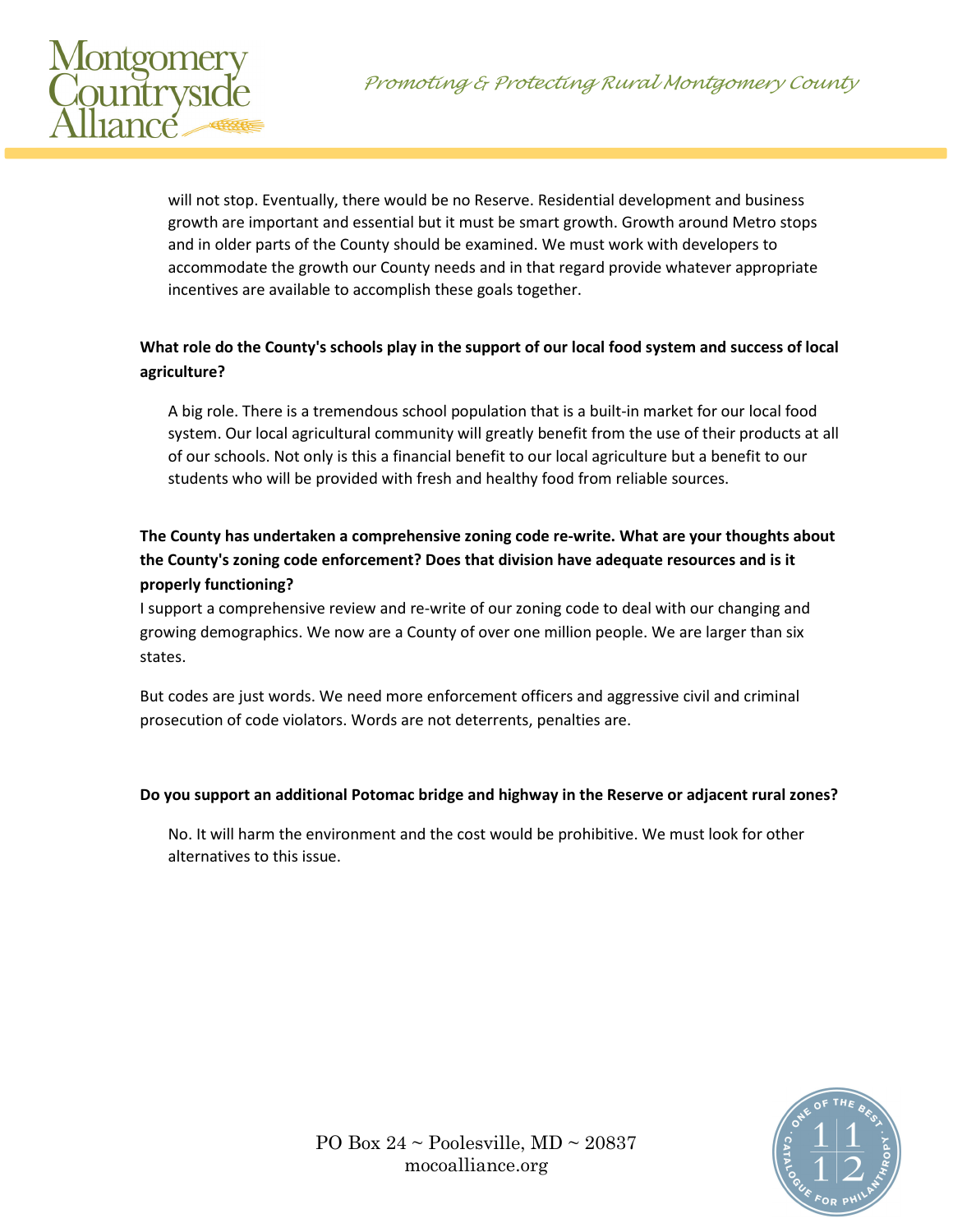will not stop. Eventually, there would be no Reserve. Residential development and business growth are important and essential but it must be smart growth. Growth around Metro stops and in older parts of the County should be examined. We must work with developers to accommodate the growth our County needs and in that regard provide whatever appropriate incentives are available to accomplish these goals together.

**What role do the County's schools play in the support of our local food system and success of local agriculture?**

A big role. There is a tremendous school population that is a built-in market for our local food system. Our local agricultural community will greatly benefit from the use of their products at all of our schools. Not only is this a financial benefit to our local agriculture but a benefit to our students who will be provided with fresh and healthy food from reliable sources.

**The County has undertaken a comprehensive zoning code re-write. What are your thoughts about the County's zoning code enforcement? Does that division have adequate resources and is it properly functioning?**

I support a comprehensive review and re-write of our zoning code to deal with our changing and growing demographics. We now are a County of over one million people. We are larger than six states.

But codes are just words. We need more enforcement officers and aggressive civil and criminal prosecution of code violators. Words are not deterrents, penalties are.

**Do you support an additional Potomac bridge and highway in the Reserve or adjacent rural zones?**

No. It will harm the environment and the cost would be prohibitive. We must look for other alternatives to this issue.